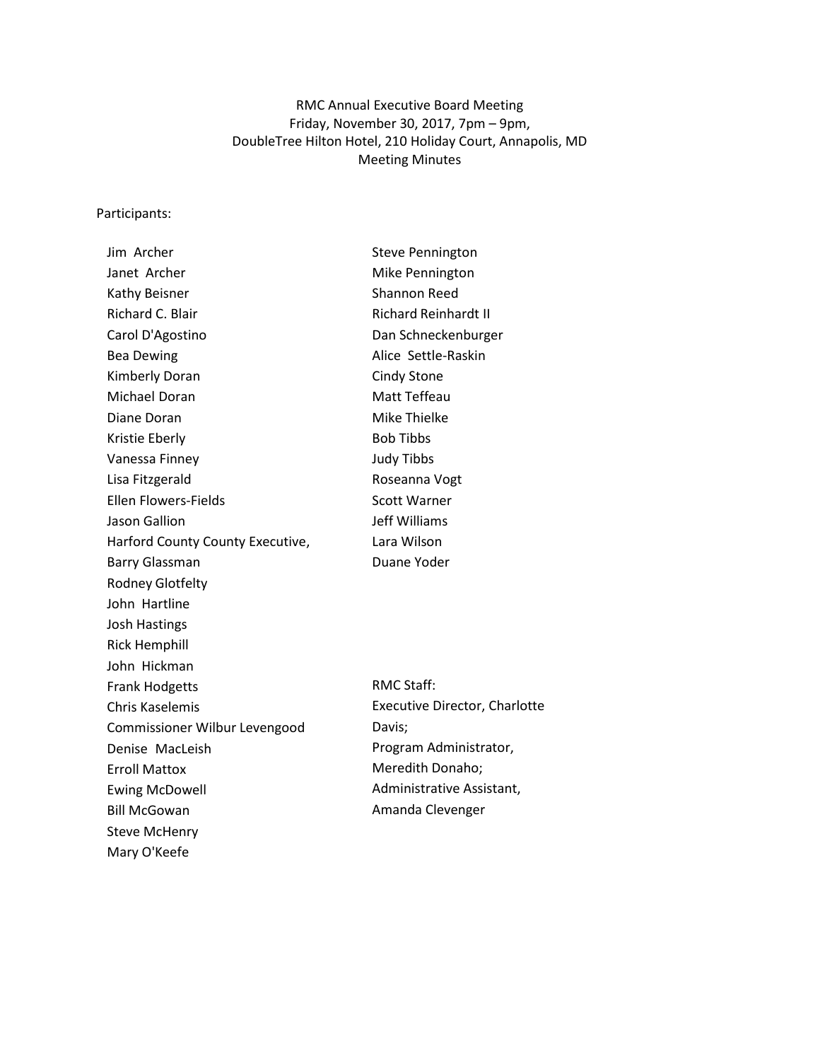RMC Annual Executive Board Meeting
Friday, November 30, 2017, 7pm – 9pm,
DoubleTree Hilton Hotel, 210 Holiday Court, Annapolis, MD
Meeting Minutes

Participants:

Jim Archer
Janet Archer
Kathy Beisner
Richard C. Blair
Carol D'Agostino
Bea Dewing
Kimberly Doran
Michael Doran
Diane Doran
Kristie Eberly
Vanessa Finney
Lisa Fitzgerald
Ellen Flowers-Fields
Jason Gallion
Harford County County Executive, Barry Glassman
Rodney Glotfelty
John Hartline
Josh Hastings
Rick Hemphill
John Hickman
Frank Hodgetts
Chris Kaselemis
Commissioner Wilbur Levengood
Denise MacLeish
Erroll Mattox
Ewing McDowell
Bill McGowan
Steve McHenry
Mary O'Keefe
Steve Pennington
Mike Pennington
Shannon Reed
Richard Reinhardt II
Dan Schneckenburger
Alice Settle-Raskin
Cindy Stone
Matt Teffeau
Mike Thielke
Bob Tibbs
Judy Tibbs
Roseanna Vogt
Scott Warner
Jeff Williams
Lara Wilson
Duane Yoder

RMC Staff:
Executive Director, Charlotte Davis;
Program Administrator, Meredith Donaho;
Administrative Assistant, Amanda Clevenger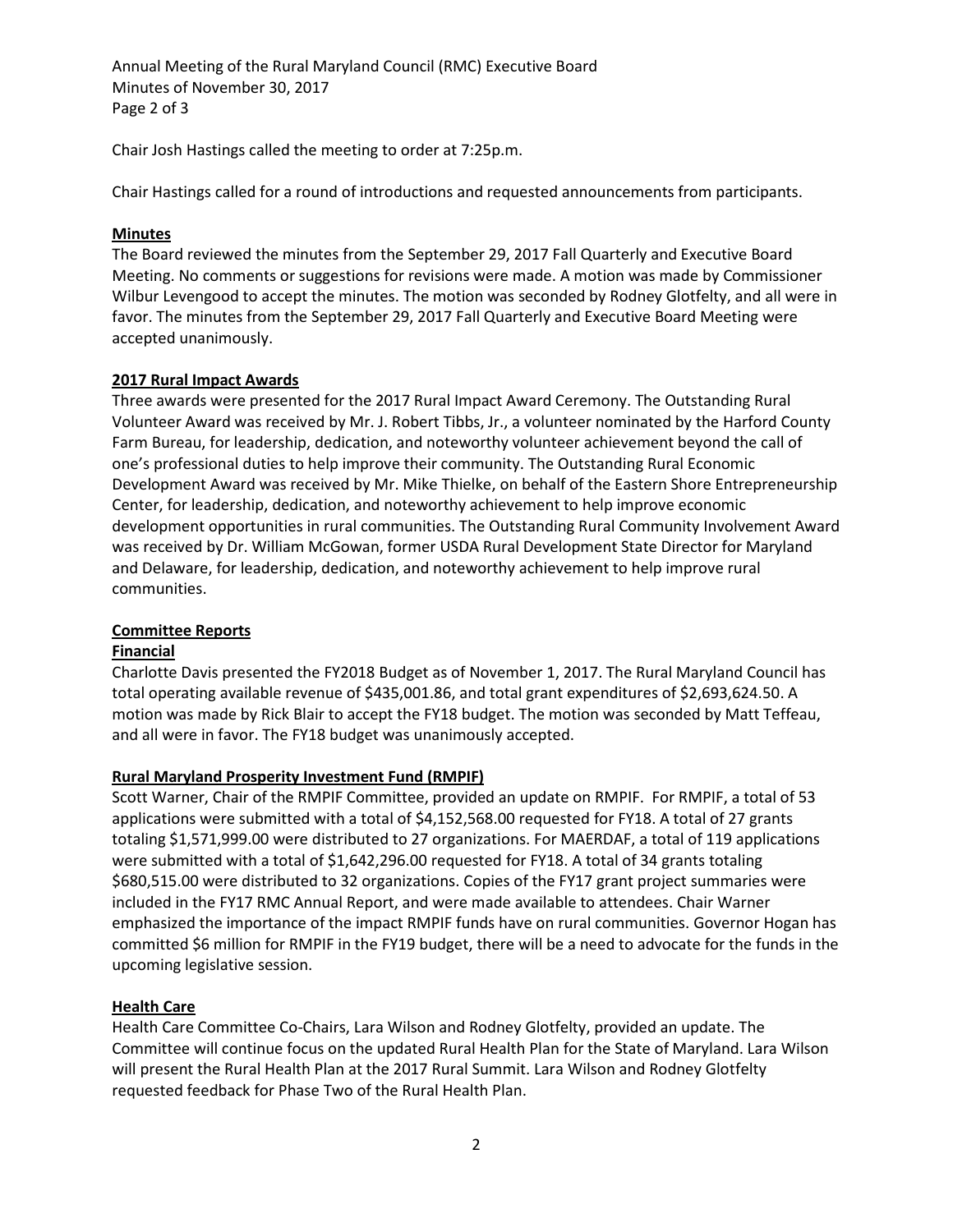Chair Josh Hastings called the meeting to order at 7:25p.m.

Chair Hastings called for a round of introductions and requested announcements from participants.

**Minutes**

The Board reviewed the minutes from the September 29, 2017 Fall Quarterly and Executive Board Meeting. No comments or suggestions for revisions were made. A motion was made by Commissioner Wilbur Levengood to accept the minutes. The motion was seconded by Rodney Glotfelty, and all were in favor. The minutes from the September 29, 2017 Fall Quarterly and Executive Board Meeting were accepted unanimously.

**2017 Rural Impact Awards**

Three awards were presented for the 2017 Rural Impact Award Ceremony. The Outstanding Rural Volunteer Award was received by Mr. J. Robert Tibbs, Jr., a volunteer nominated by the Harford County Farm Bureau, for leadership, dedication, and noteworthy volunteer achievement beyond the call of one's professional duties to help improve their community. The Outstanding Rural Economic Development Award was received by Mr. Mike Thielke, on behalf of the Eastern Shore Entrepreneurship Center, for leadership, dedication, and noteworthy achievement to help improve economic development opportunities in rural communities. The Outstanding Rural Community Involvement Award was received by Dr. William McGowan, former USDA Rural Development State Director for Maryland and Delaware, for leadership, dedication, and noteworthy achievement to help improve rural communities.

**Committee Reports**

**Financial**

Charlotte Davis presented the FY2018 Budget as of November 1, 2017. The Rural Maryland Council has total operating available revenue of $435,001.86, and total grant expenditures of $2,693,624.50. A motion was made by Rick Blair to accept the FY18 budget. The motion was seconded by Matt Teffeau, and all were in favor. The FY18 budget was unanimously accepted.

**Rural Maryland Prosperity Investment Fund (RMPIF)**

Scott Warner, Chair of the RMPIF Committee, provided an update on RMPIF. For RMPIF, a total of 53 applications were submitted with a total of $4,152,568.00 requested for FY18. A total of 27 grants totaling $1,571,999.00 were distributed to 27 organizations. For MAERDAF, a total of 119 applications were submitted with a total of $1,642,296.00 requested for FY18. A total of 34 grants totaling $680,515.00 were distributed to 32 organizations. Copies of the FY17 grant project summaries were included in the FY17 RMC Annual Report, and were made available to attendees. Chair Warner emphasized the importance of the impact RMPIF funds have on rural communities. Governor Hogan has committed $6 million for RMPIF in the FY19 budget, there will be a need to advocate for the funds in the upcoming legislative session.

**Health Care**

Health Care Committee Co-Chairs, Lara Wilson and Rodney Glotfelty, provided an update. The Committee will continue focus on the updated Rural Health Plan for the State of Maryland. Lara Wilson will present the Rural Health Plan at the 2017 Rural Summit. Lara Wilson and Rodney Glotfelty requested feedback for Phase Two of the Rural Health Plan.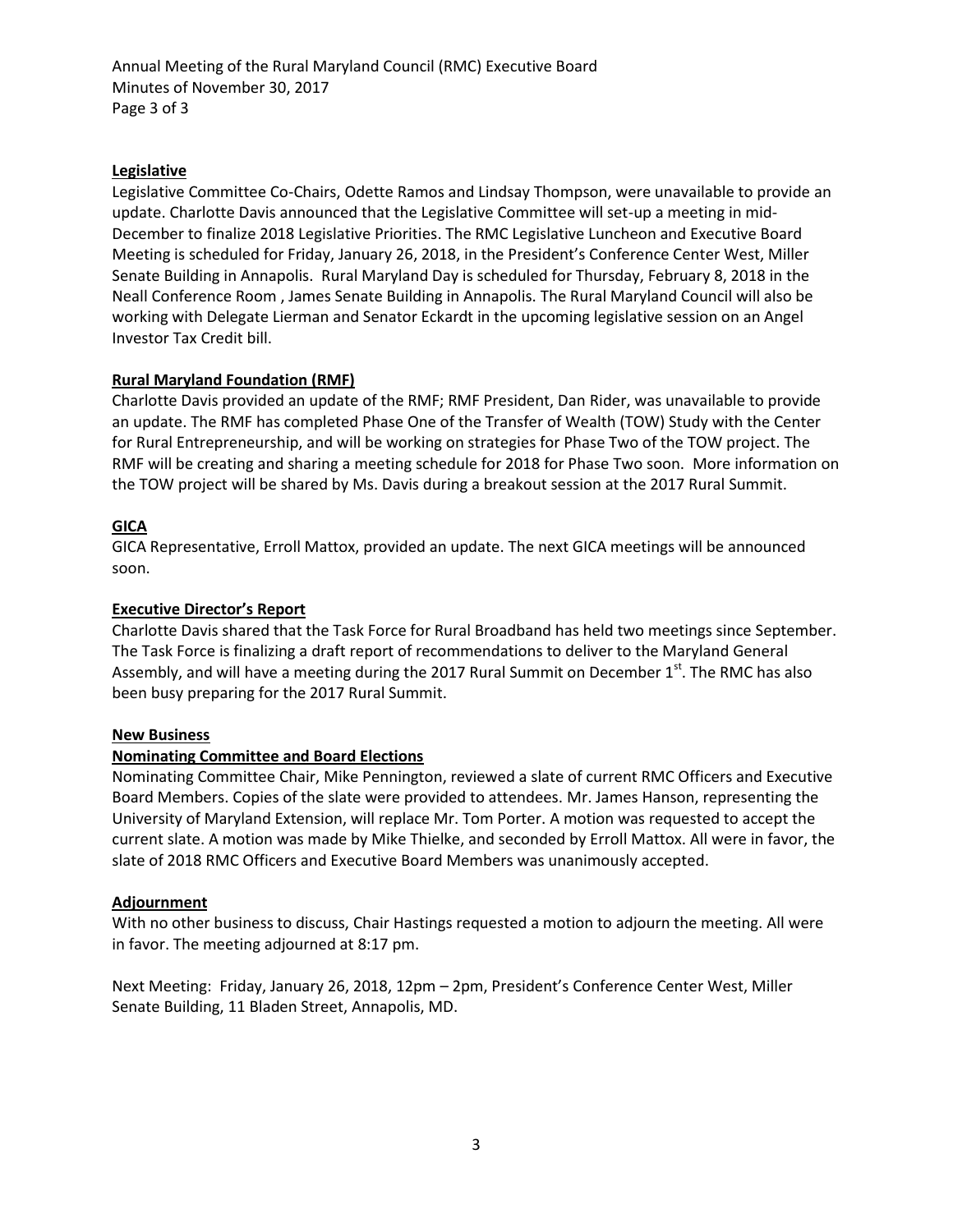**Legislative**

Legislative Committee Co-Chairs, Odette Ramos and Lindsay Thompson, were unavailable to provide an update. Charlotte Davis announced that the Legislative Committee will set-up a meeting in mid-December to finalize 2018 Legislative Priorities. The RMC Legislative Luncheon and Executive Board Meeting is scheduled for Friday, January 26, 2018, in the President's Conference Center West, Miller Senate Building in Annapolis. Rural Maryland Day is scheduled for Thursday, February 8, 2018 in the Neall Conference Room , James Senate Building in Annapolis. The Rural Maryland Council will also be working with Delegate Lierman and Senator Eckardt in the upcoming legislative session on an Angel Investor Tax Credit bill.

**Rural Maryland Foundation (RMF)**

Charlotte Davis provided an update of the RMF; RMF President, Dan Rider, was unavailable to provide an update. The RMF has completed Phase One of the Transfer of Wealth (TOW) Study with the Center for Rural Entrepreneurship, and will be working on strategies for Phase Two of the TOW project. The RMF will be creating and sharing a meeting schedule for 2018 for Phase Two soon. More information on the TOW project will be shared by Ms. Davis during a breakout session at the 2017 Rural Summit.

**GICA**

GICA Representative, Erroll Mattox, provided an update. The next GICA meetings will be announced soon.

**Executive Director's Report**

Charlotte Davis shared that the Task Force for Rural Broadband has held two meetings since September. The Task Force is finalizing a draft report of recommendations to deliver to the Maryland General Assembly, and will have a meeting during the 2017 Rural Summit on December 1st. The RMC has also been busy preparing for the 2017 Rural Summit.

**New Business**

**Nominating Committee and Board Elections**

Nominating Committee Chair, Mike Pennington, reviewed a slate of current RMC Officers and Executive Board Members. Copies of the slate were provided to attendees. Mr. James Hanson, representing the University of Maryland Extension, will replace Mr. Tom Porter. A motion was requested to accept the current slate. A motion was made by Mike Thielke, and seconded by Erroll Mattox. All were in favor, the slate of 2018 RMC Officers and Executive Board Members was unanimously accepted.

**Adjournment**

With no other business to discuss, Chair Hastings requested a motion to adjourn the meeting. All were in favor. The meeting adjourned at 8:17 pm.

Next Meeting: Friday, January 26, 2018, 12pm – 2pm, President's Conference Center West, Miller Senate Building, 11 Bladen Street, Annapolis, MD.